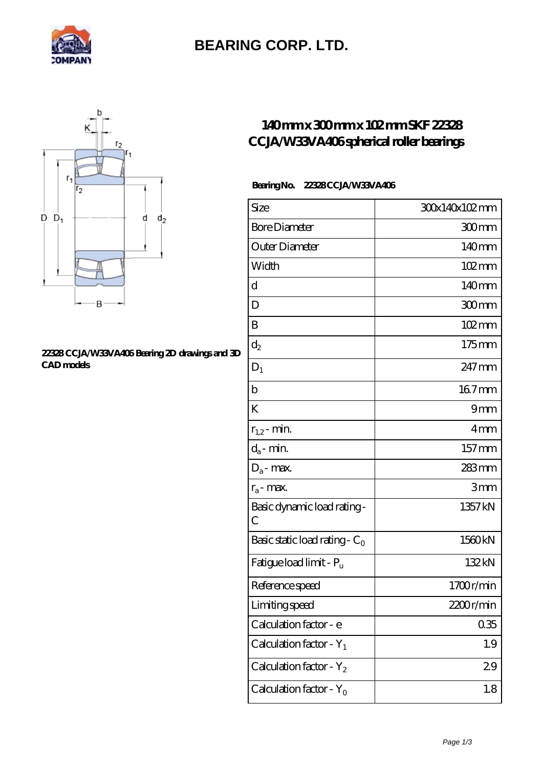# BEARING CORP. LTD.

## 140 mm x 300 mm x 102 mm SKF 22328 CCJA/W33VA406 spherical roller bearings

22328 CCJA/W33VA406 Bearing 2D drawings and 3D CAD models

**Bearing No.** 22328 CCJA/W33VA406

| Size | 300x140x102 mm |
|---|---|
| Bore Diameter | 300 mm |
| Outer Diameter | 140 mm |
| Width | 102 mm |
| d | 140 mm |
| D | 300 mm |
| B | 102 mm |
| $d_2$ | 175 mm |
| $D_1$ | 247 mm |
| b | 16.7 mm |
| K | 9 mm |
| $r_{1,2}$ - min. | 4 mm |
| $d_a$ - min. | 157 mm |
| $D_a$ - max. | 283 mm |
| $r_a$ - max. | 3 mm |
| Basic dynamic load rating - C | 1357 kN |
| Basic static load rating - $C_0$ | 1560 kN |
| Fatigue load limit - $P_u$ | 132 kN |
| Reference speed | 1700 r/min |
| Limiting speed | 2200 r/min |
| Calculation factor - e | 0.35 |
| Calculation factor - $Y_1$ | 1.9 |
| Calculation factor - $Y_2$ | 2.9 |
| Calculation factor - $Y_0$ | 1.8 |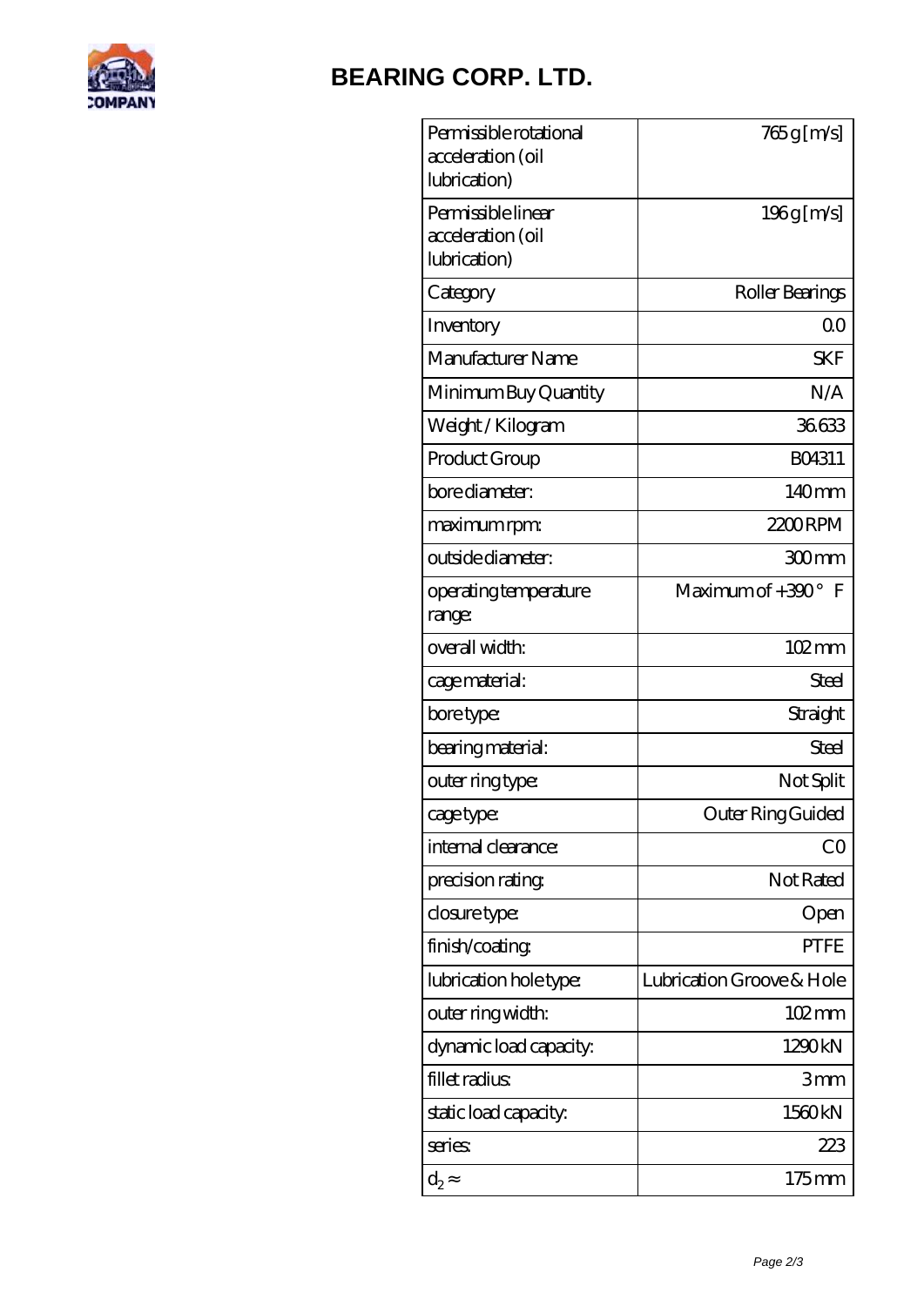## BEARING CORP. LTD.

| | |
|---|---|
| Permissible rotational acceleration (oil lubrication) | 765 g [m/s] |
| Permissible linear acceleration (oil lubrication) | 196 g [m/s] |
| Category | Roller Bearings |
| Inventory | 0.0 |
| Manufacturer Name | SKF |
| Minimum Buy Quantity | N/A |
| Weight / Kilogram | 36.633 |
| Product Group | B04311 |
| bore diameter: | 140 mm |
| maximum rpm: | 2200 RPM |
| outside diameter: | 300 mm |
| operating temperature range: | Maximum of +390 ° F |
| overall width: | 102 mm |
| cage material: | Steel |
| bore type: | Straight |
| bearing material: | Steel |
| outer ring type: | Not Split |
| cage type: | Outer Ring Guided |
| internal clearance: | C0 |
| precision rating: | Not Rated |
| closure type: | Open |
| finish/coating: | PTFE |
| lubrication hole type: | Lubrication Groove & Hole |
| outer ring width: | 102 mm |
| dynamic load capacity: | 1290 kN |
| fillet radius: | 3 mm |
| static load capacity: | 1560 kN |
| series: | 223 |
| $d_2 \approx$ | 175 mm |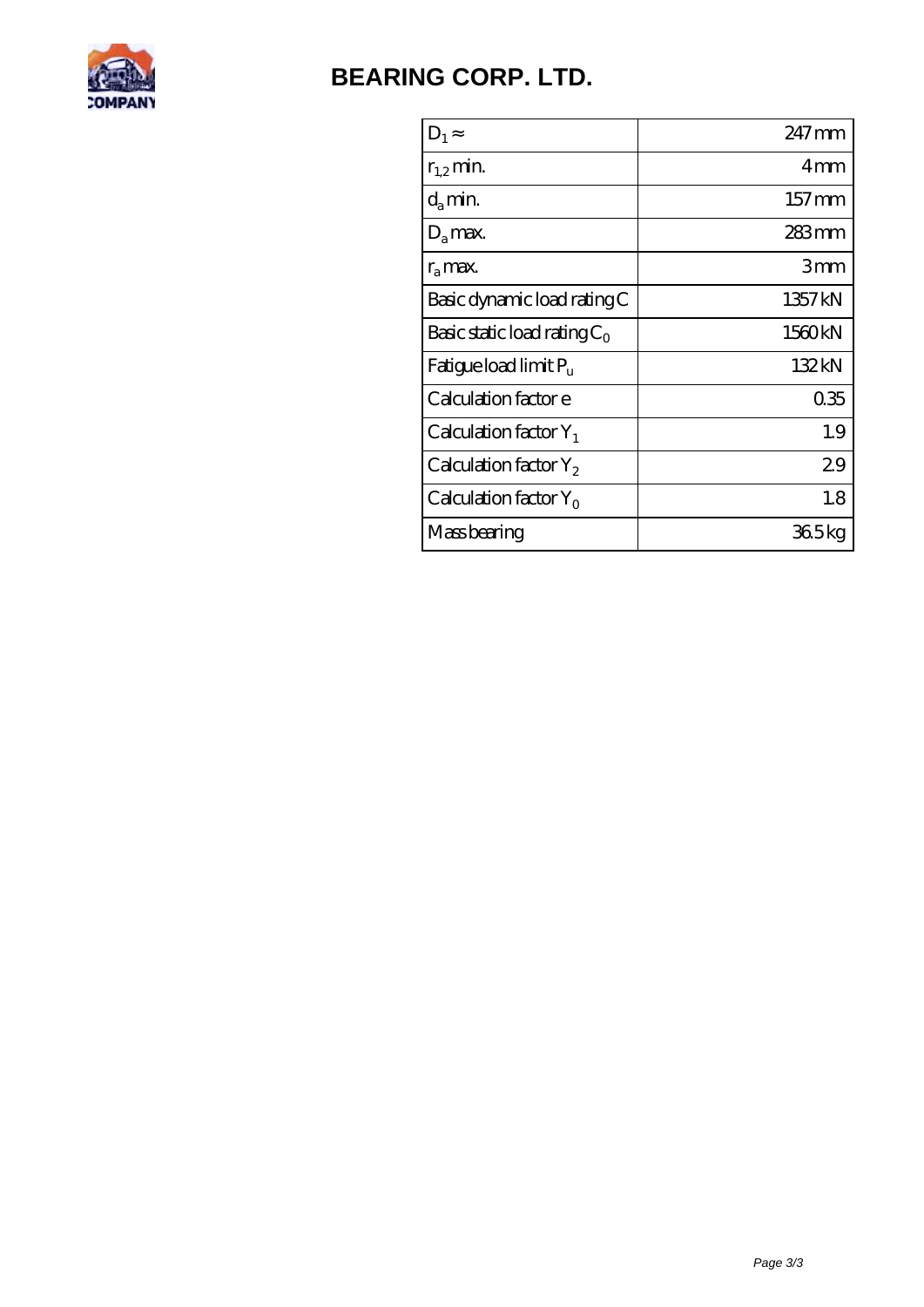| | |
|---|---|
| $D_1 \approx$ | 247 mm |
| $r_{1,2}$ min. | 4 mm |
| $d_a$ min. | 157 mm |
| $D_a$ max. | 283 mm |
| $r_a$ max. | 3 mm |
| Basic dynamic load rating C | 1357 kN |
| Basic static load rating $C_0$ | 1560 kN |
| Fatigue load limit $P_u$ | 132 kN |
| Calculation factor e | 0.35 |
| Calculation factor $Y_1$ | 1.9 |
| Calculation factor $Y_2$ | 2.9 |
| Calculation factor $Y_0$ | 1.8 |
| Mass bearing | 36.5 kg |